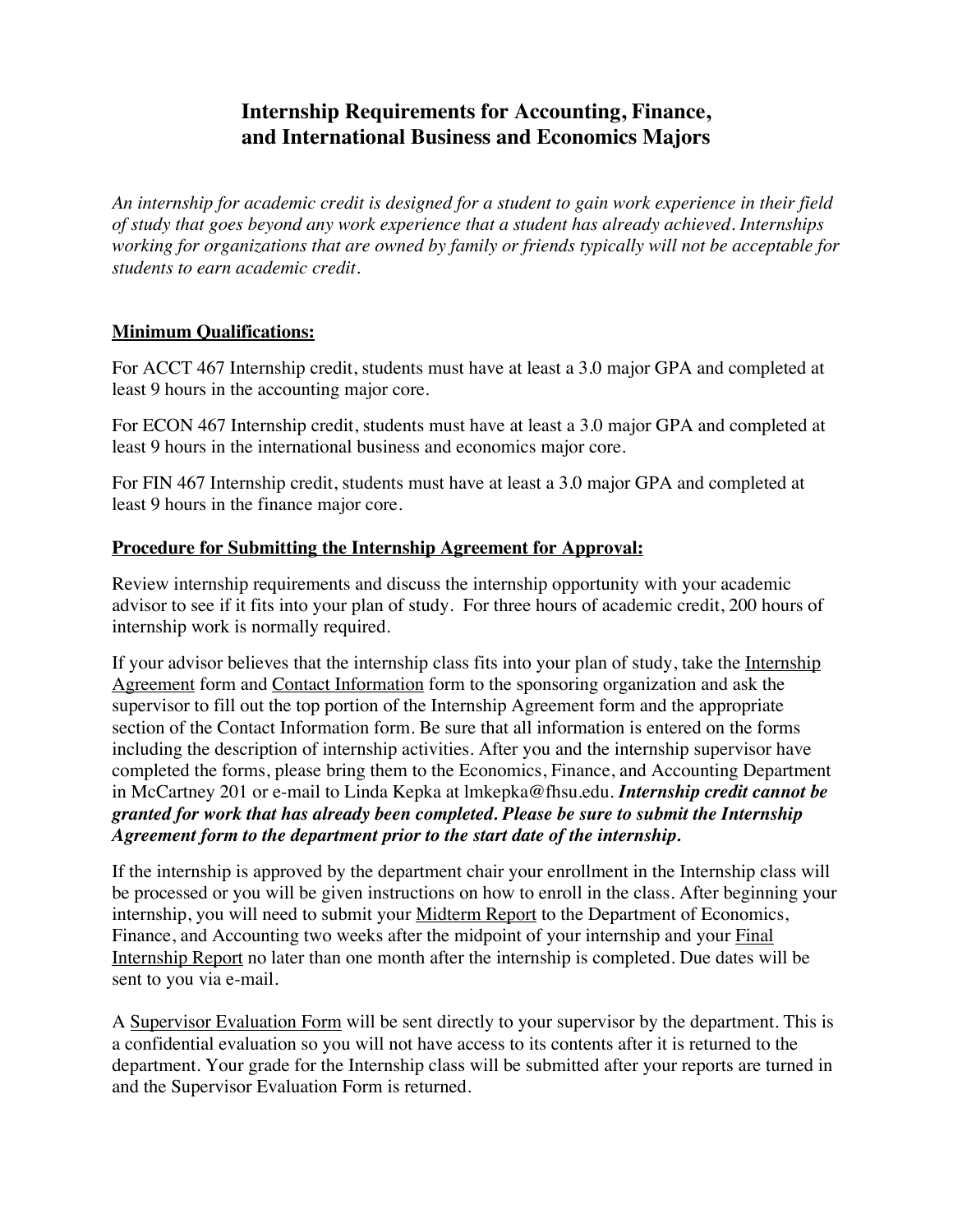# Internship Requirements for Accounting, Finance, and International Business and Economics Majors

*An internship for academic credit is designed for a student to gain work experience in their field of study that goes beyond any work experience that a student has already achieved. Internships working for organizations that are owned by family or friends typically will not be acceptable for students to earn academic credit.*

## Minimum Qualifications:

For ACCT 467 Internship credit, students must have at least a 3.0 major GPA and completed at least 9 hours in the accounting major core.

For ECON 467 Internship credit, students must have at least a 3.0 major GPA and completed at least 9 hours in the international business and economics major core.

For FIN 467 Internship credit, students must have at least a 3.0 major GPA and completed at least 9 hours in the finance major core.

## Procedure for Submitting the Internship Agreement for Approval:

Review internship requirements and discuss the internship opportunity with your academic advisor to see if it fits into your plan of study. For three hours of academic credit, 200 hours of internship work is normally required.

If your advisor believes that the internship class fits into your plan of study, take the Internship Agreement form and Contact Information form to the sponsoring organization and ask the supervisor to fill out the top portion of the Internship Agreement form and the appropriate section of the Contact Information form. Be sure that all information is entered on the forms including the description of internship activities. After you and the internship supervisor have completed the forms, please bring them to the Economics, Finance, and Accounting Department in McCartney 201 or e-mail to Linda Kepka at lmkepka@fhsu.edu. ***Internship credit cannot be granted for work that has already been completed. Please be sure to submit the Internship Agreement form to the department prior to the start date of the internship.***

If the internship is approved by the department chair your enrollment in the Internship class will be processed or you will be given instructions on how to enroll in the class. After beginning your internship, you will need to submit your Midterm Report to the Department of Economics, Finance, and Accounting two weeks after the midpoint of your internship and your Final Internship Report no later than one month after the internship is completed. Due dates will be sent to you via e-mail.

A Supervisor Evaluation Form will be sent directly to your supervisor by the department. This is a confidential evaluation so you will not have access to its contents after it is returned to the department. Your grade for the Internship class will be submitted after your reports are turned in and the Supervisor Evaluation Form is returned.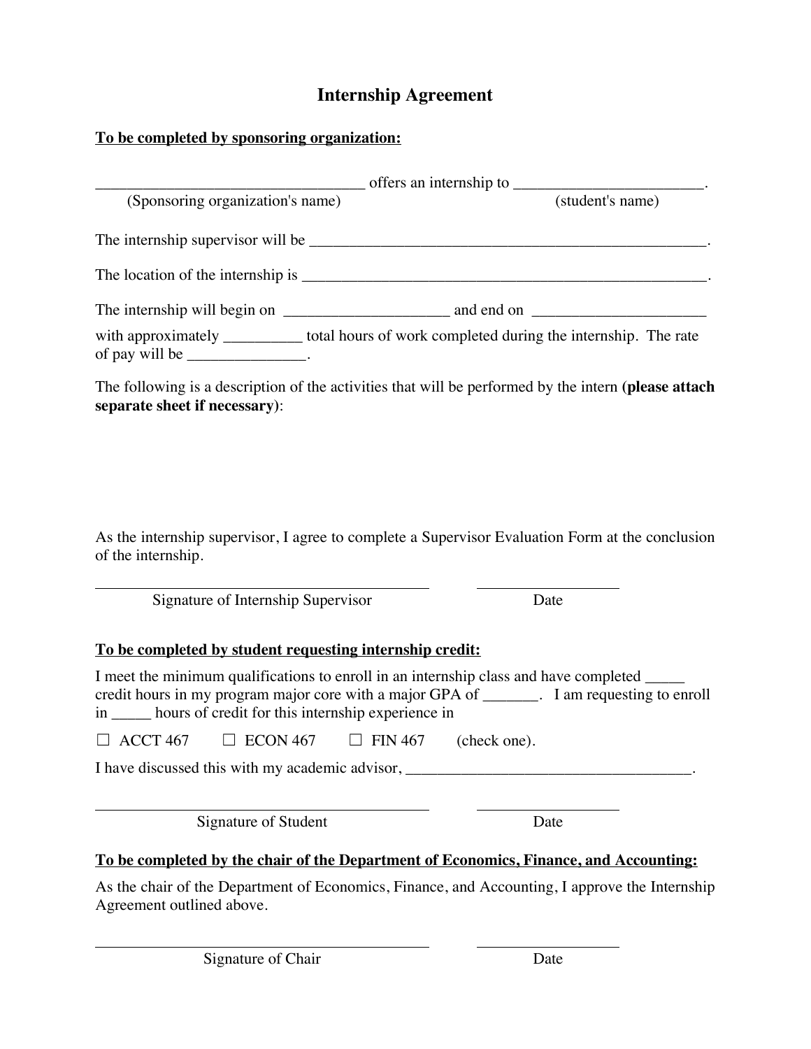# Internship Agreement

**To be completed by sponsoring organization:**

__________________________________ offers an internship to ________________________.
(Sponsoring organization's name) (student's name)

The internship supervisor will be __________________________________________________.

The location of the internship is ___________________________________________________.

The internship will begin on ____________________ and end on _____________________

with approximately __________ total hours of work completed during the internship. The rate of pay will be _______________.

The following is a description of the activities that will be performed by the intern **(please attach separate sheet if necessary)**:

As the internship supervisor, I agree to complete a Supervisor Evaluation Form at the conclusion of the internship.

_________________________________________ __________________
Signature of Internship Supervisor Date

**To be completed by student requesting internship credit:**

I meet the minimum qualifications to enroll in an internship class and have completed _____ credit hours in my program major core with a major GPA of _______. I am requesting to enroll in _____ hours of credit for this internship experience in

☐ ACCT 467 ☐ ECON 467 ☐ FIN 467 (check one).

I have discussed this with my academic advisor, ____________________________________.

_________________________________________ __________________
Signature of Student Date

**To be completed by the chair of the Department of Economics, Finance, and Accounting:**

As the chair of the Department of Economics, Finance, and Accounting, I approve the Internship Agreement outlined above.

_________________________________________ __________________
Signature of Chair Date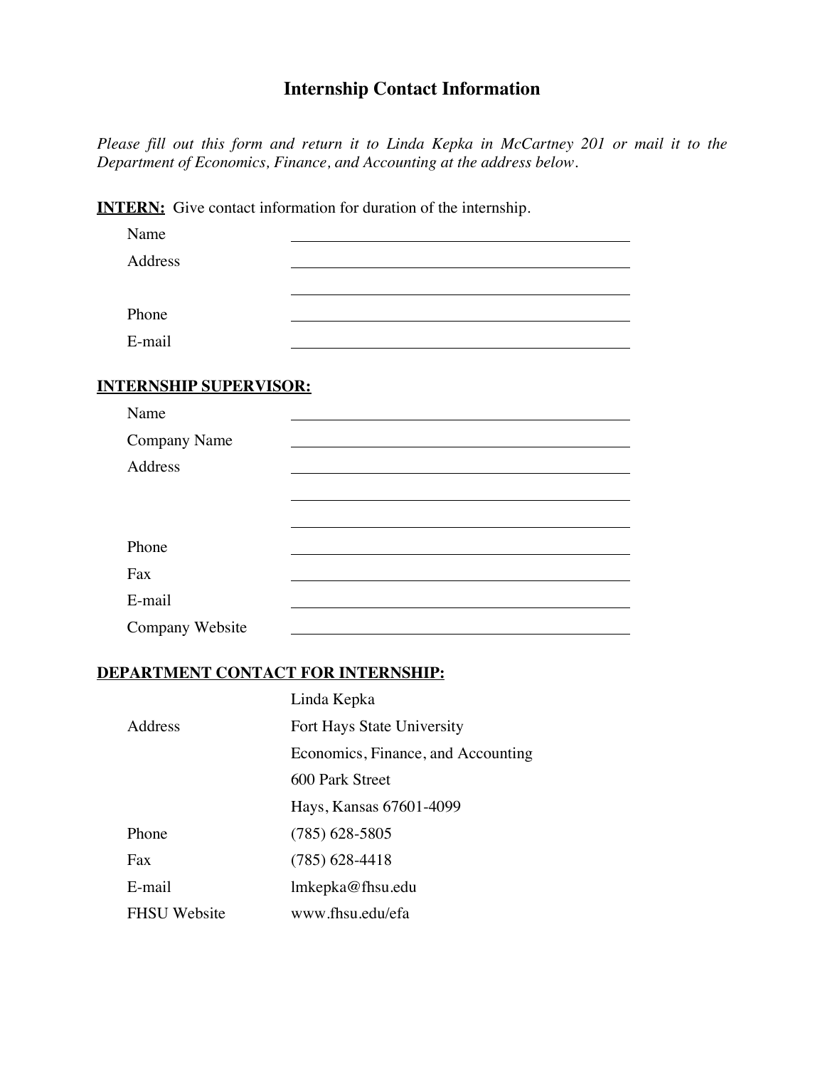# Internship Contact Information

*Please fill out this form and return it to Linda Kepka in McCartney 201 or mail it to the Department of Economics, Finance, and Accounting at the address below.*

**INTERN:** Give contact information for duration of the internship.

| | |
|---|---|
| Name | ______________________________ |
| Address | ______________________________ |
| | ______________________________ |
| Phone | ______________________________ |
| E-mail | ______________________________ |

**INTERNSHIP SUPERVISOR:**

| | |
|---|---|
| Name | ______________________________ |
| Company Name | ______________________________ |
| Address | ______________________________ |
| | ______________________________ |
| | ______________________________ |
| Phone | ______________________________ |
| Fax | ______________________________ |
| E-mail | ______________________________ |
| Company Website | ______________________________ |

**DEPARTMENT CONTACT FOR INTERNSHIP:**

| | |
|---|---|
| | Linda Kepka |
| Address | Fort Hays State University |
| | Economics, Finance, and Accounting |
| | 600 Park Street |
| | Hays, Kansas 67601-4099 |
| Phone | (785) 628-5805 |
| Fax | (785) 628-4418 |
| E-mail | lmkepka@fhsu.edu |
| FHSU Website | www.fhsu.edu/efa |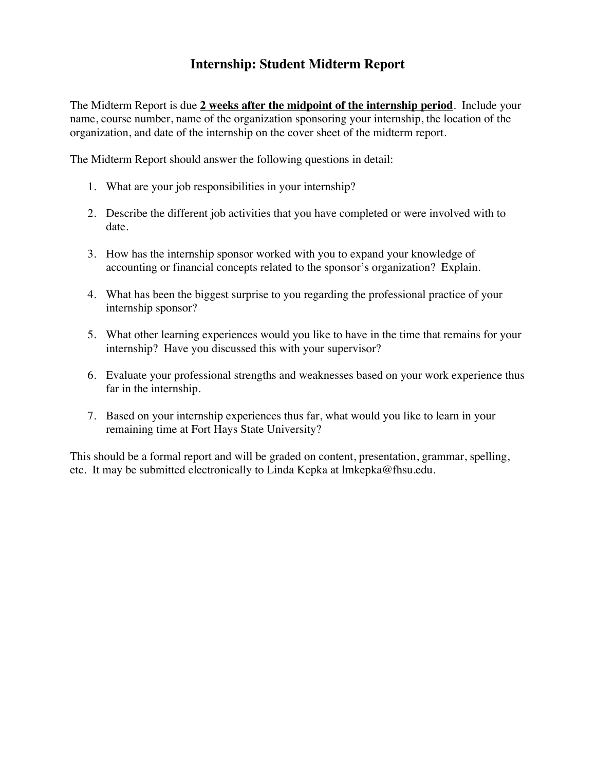# Internship: Student Midterm Report

The Midterm Report is due **2 weeks after the midpoint of the internship period**. Include your name, course number, name of the organization sponsoring your internship, the location of the organization, and date of the internship on the cover sheet of the midterm report.

The Midterm Report should answer the following questions in detail:

1. What are your job responsibilities in your internship?
2. Describe the different job activities that you have completed or were involved with to date.
3. How has the internship sponsor worked with you to expand your knowledge of accounting or financial concepts related to the sponsor's organization? Explain.
4. What has been the biggest surprise to you regarding the professional practice of your internship sponsor?
5. What other learning experiences would you like to have in the time that remains for your internship? Have you discussed this with your supervisor?
6. Evaluate your professional strengths and weaknesses based on your work experience thus far in the internship.
7. Based on your internship experiences thus far, what would you like to learn in your remaining time at Fort Hays State University?

This should be a formal report and will be graded on content, presentation, grammar, spelling, etc. It may be submitted electronically to Linda Kepka at lmkepka@fhsu.edu.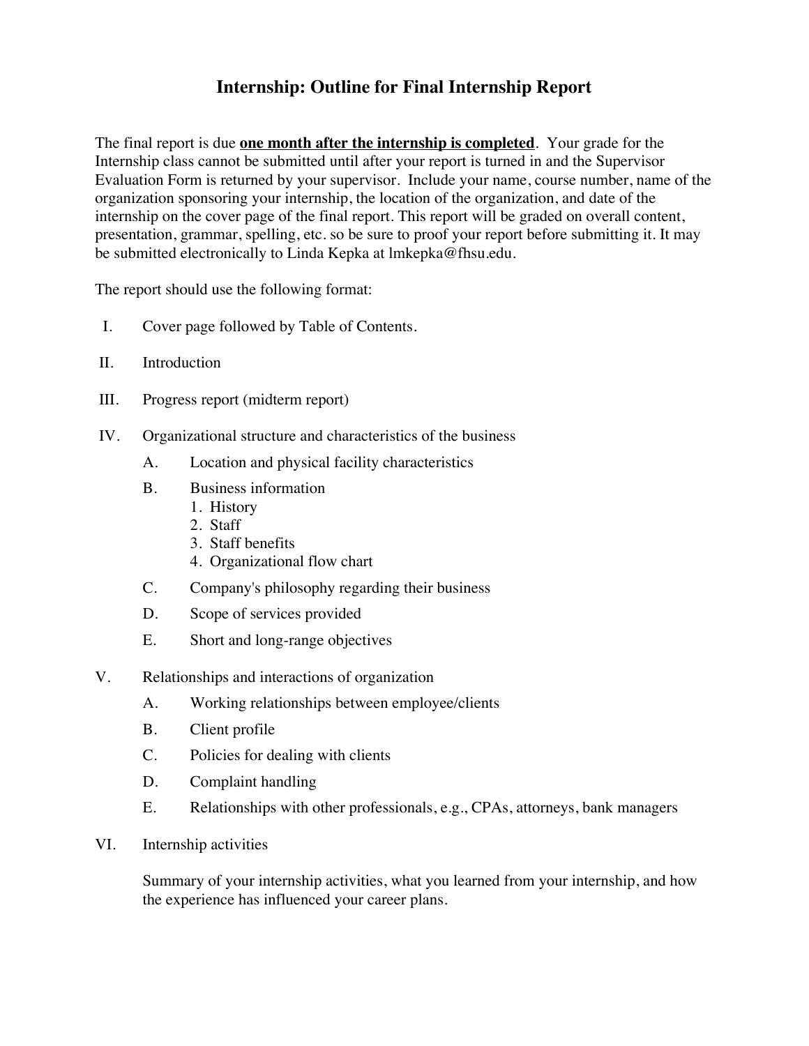# Internship: Outline for Final Internship Report

The final report is due **<u>one month after the internship is completed</u>**. Your grade for the Internship class cannot be submitted until after your report is turned in and the Supervisor Evaluation Form is returned by your supervisor. Include your name, course number, name of the organization sponsoring your internship, the location of the organization, and date of the internship on the cover page of the final report. This report will be graded on overall content, presentation, grammar, spelling, etc. so be sure to proof your report before submitting it. It may be submitted electronically to Linda Kepka at lmkepka@fhsu.edu.

The report should use the following format:

I. Cover page followed by Table of Contents.

II. Introduction

III. Progress report (midterm report)

IV. Organizational structure and characteristics of the business

- A. Location and physical facility characteristics
- B. Business information
  1. History
  2. Staff
  3. Staff benefits
  4. Organizational flow chart
- C. Company's philosophy regarding their business
- D. Scope of services provided
- E. Short and long-range objectives

V. Relationships and interactions of organization

- A. Working relationships between employee/clients
- B. Client profile
- C. Policies for dealing with clients
- D. Complaint handling
- E. Relationships with other professionals, e.g., CPAs, attorneys, bank managers

VI. Internship activities

Summary of your internship activities, what you learned from your internship, and how the experience has influenced your career plans.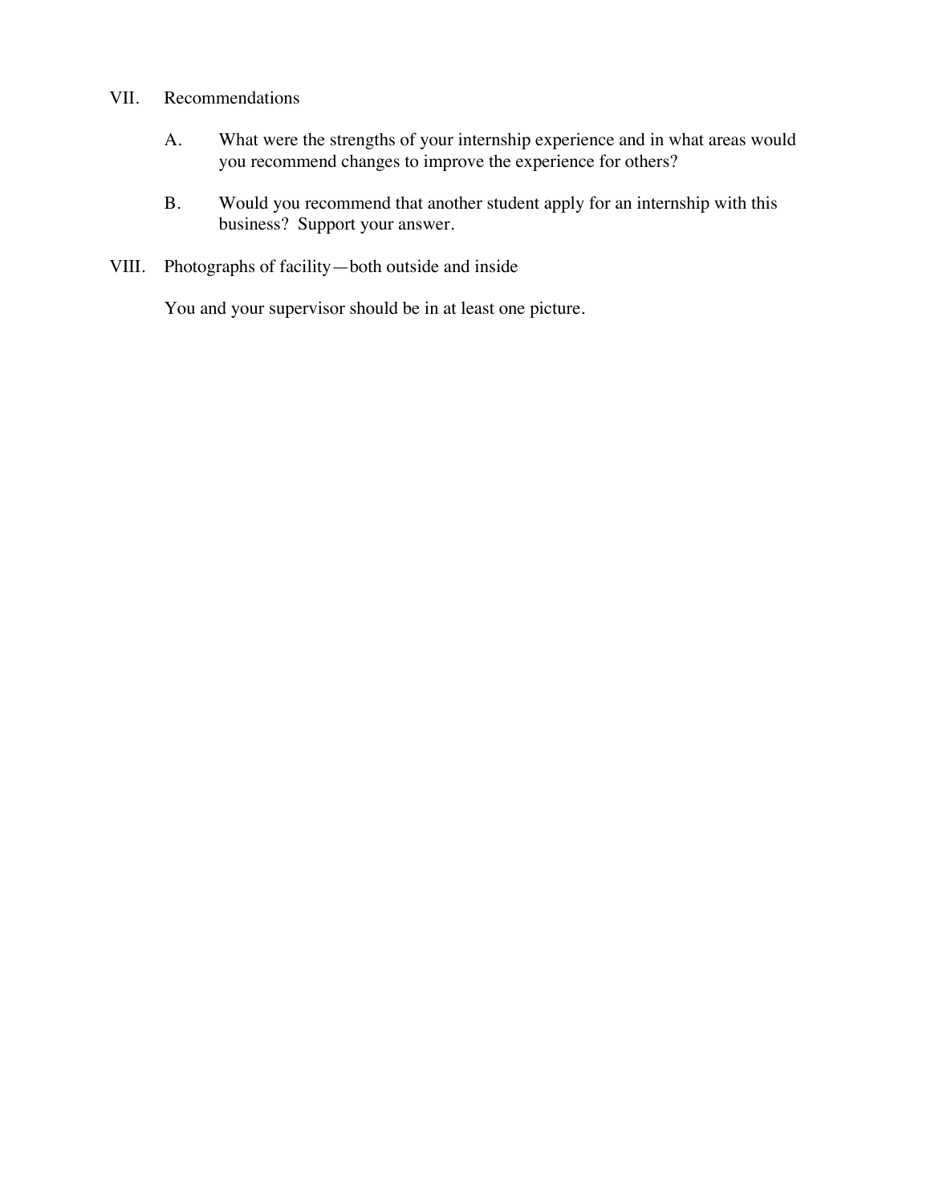VII. Recommendations

A. What were the strengths of your internship experience and in what areas would you recommend changes to improve the experience for others?

B. Would you recommend that another student apply for an internship with this business? Support your answer.

VIII. Photographs of facility—both outside and inside

You and your supervisor should be in at least one picture.